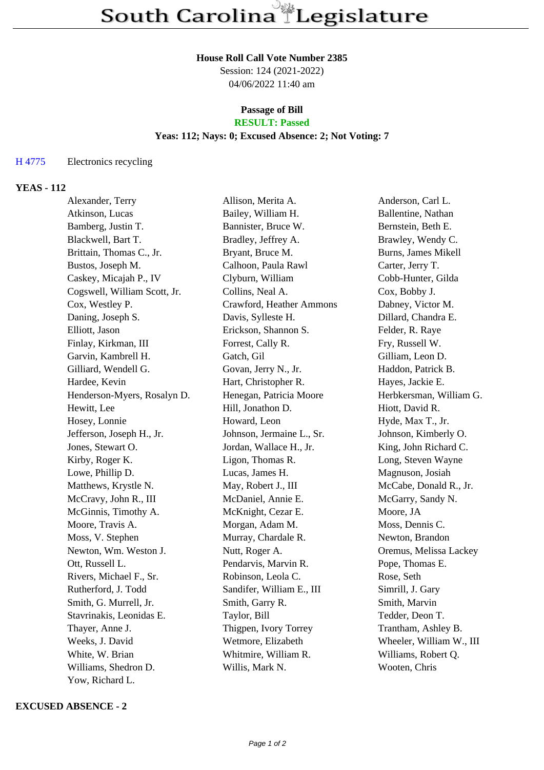# South Carolina Legislature

**House Roll Call Vote Number 2385**
Session: 124 (2021-2022)
04/06/2022 11:40 am

**Passage of Bill**
**RESULT: Passed**
**Yeas: 112; Nays: 0; Excused Absence: 2; Not Voting: 7**

H 4775 Electronics recycling

**YEAS - 112**

| | | |
|---|---|---|
| Alexander, Terry | Allison, Merita A. | Anderson, Carl L. |
| Atkinson, Lucas | Bailey, William H. | Ballentine, Nathan |
| Bamberg, Justin T. | Bannister, Bruce W. | Bernstein, Beth E. |
| Blackwell, Bart T. | Bradley, Jeffrey A. | Brawley, Wendy C. |
| Brittain, Thomas C., Jr. | Bryant, Bruce M. | Burns, James Mikell |
| Bustos, Joseph M. | Calhoon, Paula Rawl | Carter, Jerry T. |
| Caskey, Micajah P., IV | Clyburn, William | Cobb-Hunter, Gilda |
| Cogswell, William Scott, Jr. | Collins, Neal A. | Cox, Bobby J. |
| Cox, Westley P. | Crawford, Heather Ammons | Dabney, Victor M. |
| Daning, Joseph S. | Davis, Sylleste H. | Dillard, Chandra E. |
| Elliott, Jason | Erickson, Shannon S. | Felder, R. Raye |
| Finlay, Kirkman, III | Forrest, Cally R. | Fry, Russell W. |
| Garvin, Kambrell H. | Gatch, Gil | Gilliam, Leon D. |
| Gilliard, Wendell G. | Govan, Jerry N., Jr. | Haddon, Patrick B. |
| Hardee, Kevin | Hart, Christopher R. | Hayes, Jackie E. |
| Henderson-Myers, Rosalyn D. | Henegan, Patricia Moore | Herbkersman, William G. |
| Hewitt, Lee | Hill, Jonathon D. | Hiott, David R. |
| Hosey, Lonnie | Howard, Leon | Hyde, Max T., Jr. |
| Jefferson, Joseph H., Jr. | Johnson, Jermaine L., Sr. | Johnson, Kimberly O. |
| Jones, Stewart O. | Jordan, Wallace H., Jr. | King, John Richard C. |
| Kirby, Roger K. | Ligon, Thomas R. | Long, Steven Wayne |
| Lowe, Phillip D. | Lucas, James H. | Magnuson, Josiah |
| Matthews, Krystle N. | May, Robert J., III | McCabe, Donald R., Jr. |
| McCravy, John R., III | McDaniel, Annie E. | McGarry, Sandy N. |
| McGinnis, Timothy A. | McKnight, Cezar E. | Moore, JA |
| Moore, Travis A. | Morgan, Adam M. | Moss, Dennis C. |
| Moss, V. Stephen | Murray, Chardale R. | Newton, Brandon |
| Newton, Wm. Weston J. | Nutt, Roger A. | Oremus, Melissa Lackey |
| Ott, Russell L. | Pendarvis, Marvin R. | Pope, Thomas E. |
| Rivers, Michael F., Sr. | Robinson, Leola C. | Rose, Seth |
| Rutherford, J. Todd | Sandifer, William E., III | Simrill, J. Gary |
| Smith, G. Murrell, Jr. | Smith, Garry R. | Smith, Marvin |
| Stavrinakis, Leonidas E. | Taylor, Bill | Tedder, Deon T. |
| Thayer, Anne J. | Thigpen, Ivory Torrey | Trantham, Ashley B. |
| Weeks, J. David | Wetmore, Elizabeth | Wheeler, William W., III |
| White, W. Brian | Whitmire, William R. | Williams, Robert Q. |
| Williams, Shedron D. | Willis, Mark N. | Wooten, Chris |
| Yow, Richard L. | | |

**EXCUSED ABSENCE - 2**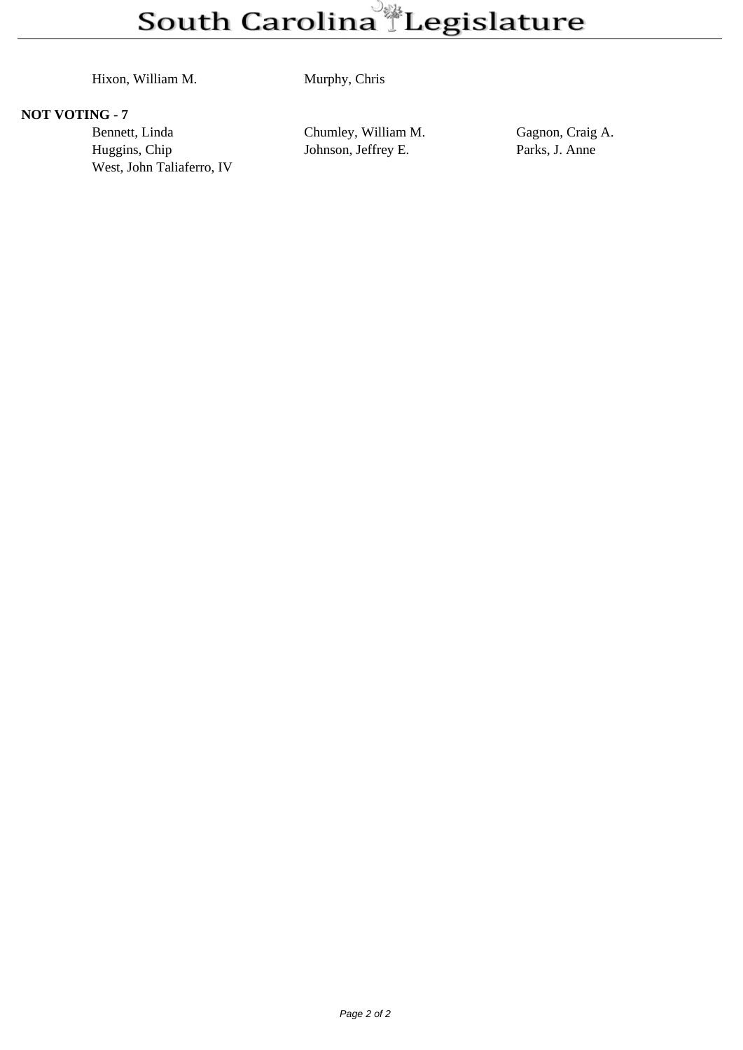Hixon, William M. | Murphy, Chris

**NOT VOTING - 7**

| | | |
|---|---|---|
| Bennett, Linda | Chumley, William M. | Gagnon, Craig A. |
| Huggins, Chip | Johnson, Jeffrey E. | Parks, J. Anne |
| West, John Taliaferro, IV | | |